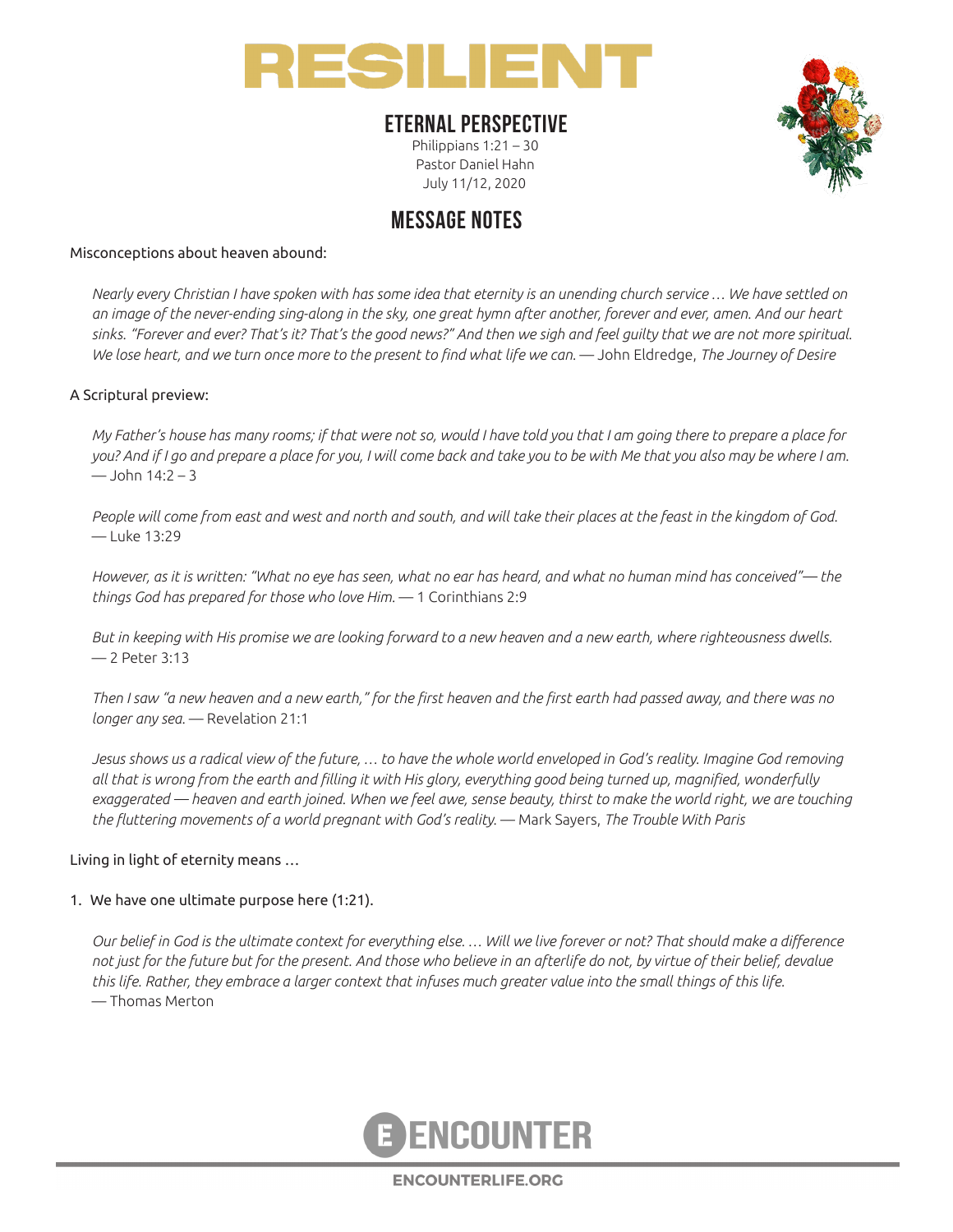# RESILIENT

## ETERNAL PERSPECTIVE

Philippians 1:21 – 30
Pastor Daniel Hahn
July 11/12, 2020

## MESSAGE NOTES

Misconceptions about heaven abound:

> *Nearly every Christian I have spoken with has some idea that eternity is an unending church service … We have settled on an image of the never-ending sing-along in the sky, one great hymn after another, forever and ever, amen. And our heart sinks. "Forever and ever? That's it? That's the good news?" And then we sigh and feel guilty that we are not more spiritual. We lose heart, and we turn once more to the present to find what life we can.* — John Eldredge, *The Journey of Desire*

A Scriptural preview:

> *My Father's house has many rooms; if that were not so, would I have told you that I am going there to prepare a place for you? And if I go and prepare a place for you, I will come back and take you to be with Me that you also may be where I am.* — John 14:2 – 3

> *People will come from east and west and north and south, and will take their places at the feast in the kingdom of God.* — Luke 13:29

> *However, as it is written: "What no eye has seen, what no ear has heard, and what no human mind has conceived"— the things God has prepared for those who love Him.* — 1 Corinthians 2:9

> *But in keeping with His promise we are looking forward to a new heaven and a new earth, where righteousness dwells.* — 2 Peter 3:13

> *Then I saw "a new heaven and a new earth," for the first heaven and the first earth had passed away, and there was no longer any sea.* — Revelation 21:1

> *Jesus shows us a radical view of the future, … to have the whole world enveloped in God's reality. Imagine God removing all that is wrong from the earth and filling it with His glory, everything good being turned up, magnified, wonderfully exaggerated — heaven and earth joined. When we feel awe, sense beauty, thirst to make the world right, we are touching the fluttering movements of a world pregnant with God's reality.* — Mark Sayers, *The Trouble With Paris*

Living in light of eternity means …

1. We have one ultimate purpose here (1:21).

> *Our belief in God is the ultimate context for everything else. … Will we live forever or not? That should make a difference not just for the future but for the present. And those who believe in an afterlife do not, by virtue of their belief, devalue this life. Rather, they embrace a larger context that infuses much greater value into the small things of this life.* — Thomas Merton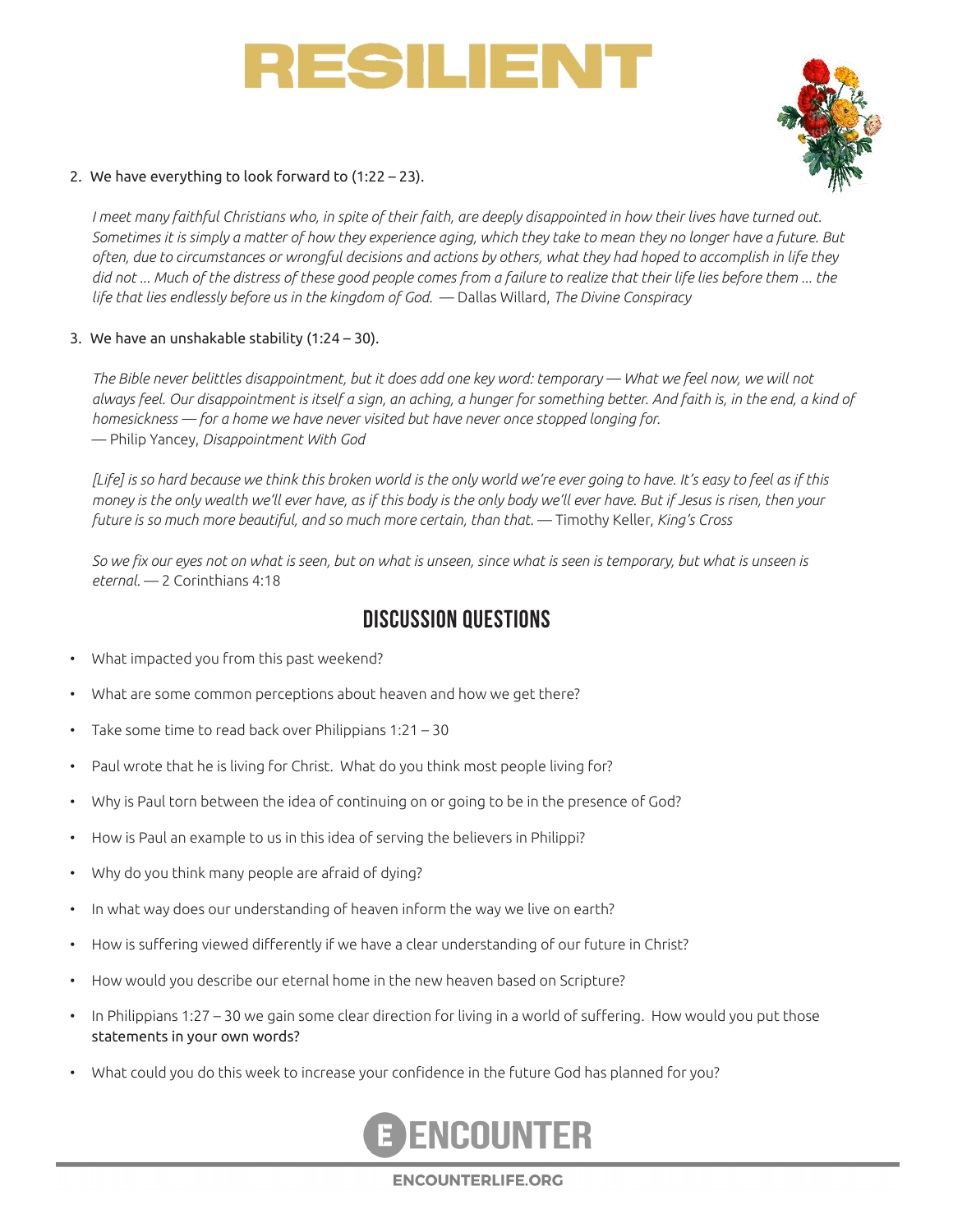# RESILIENT

2. We have everything to look forward to (1:22 – 23).

   *I meet many faithful Christians who, in spite of their faith, are deeply disappointed in how their lives have turned out. Sometimes it is simply a matter of how they experience aging, which they take to mean they no longer have a future. But often, due to circumstances or wrongful decisions and actions by others, what they had hoped to accomplish in life they did not ... Much of the distress of these good people comes from a failure to realize that their life lies before them ... the life that lies endlessly before us in the kingdom of God.* — Dallas Willard, *The Divine Conspiracy*

3. We have an unshakable stability (1:24 – 30).

   *The Bible never belittles disappointment, but it does add one key word: temporary — What we feel now, we will not always feel. Our disappointment is itself a sign, an aching, a hunger for something better. And faith is, in the end, a kind of homesickness — for a home we have never visited but have never once stopped longing for.*
   — Philip Yancey, *Disappointment With God*

   *[Life] is so hard because we think this broken world is the only world we're ever going to have. It's easy to feel as if this money is the only wealth we'll ever have, as if this body is the only body we'll ever have. But if Jesus is risen, then your future is so much more beautiful, and so much more certain, than that.* — Timothy Keller, *King's Cross*

   *So we fix our eyes not on what is seen, but on what is unseen, since what is seen is temporary, but what is unseen is eternal.* — 2 Corinthians 4:18

## DISCUSSION QUESTIONS

- What impacted you from this past weekend?
- What are some common perceptions about heaven and how we get there?
- Take some time to read back over Philippians 1:21 – 30
- Paul wrote that he is living for Christ. What do you think most people living for?
- Why is Paul torn between the idea of continuing on or going to be in the presence of God?
- How is Paul an example to us in this idea of serving the believers in Philippi?
- Why do you think many people are afraid of dying?
- In what way does our understanding of heaven inform the way we live on earth?
- How is suffering viewed differently if we have a clear understanding of our future in Christ?
- How would you describe our eternal home in the new heaven based on Scripture?
- In Philippians 1:27 – 30 we gain some clear direction for living in a world of suffering. How would you put those statements in your own words?
- What could you do this week to increase your confidence in the future God has planned for you?

ENCOUNTER

ENCOUNTERLIFE.ORG